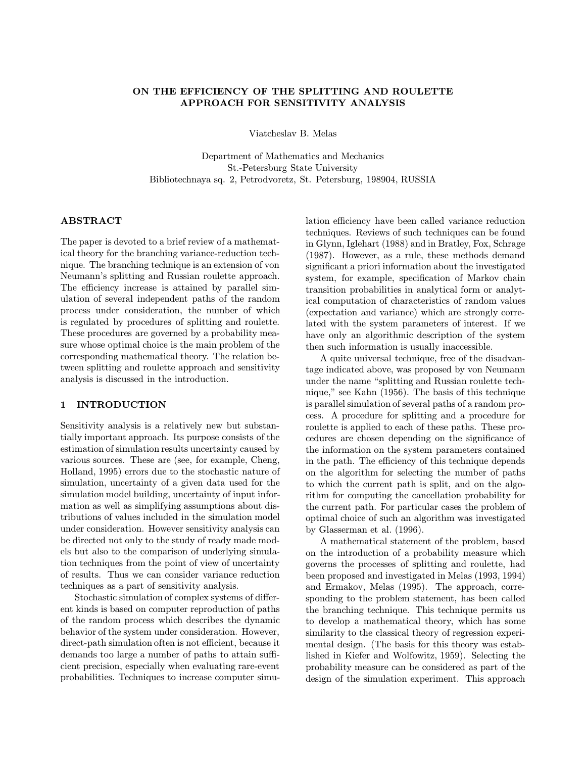# ON THE EFFICIENCY OF THE SPLITTING AND ROULETTE APPROACH FOR SENSITIVITY ANALYSIS

Viatcheslav B. Melas

Department of Mathematics and Mechanics
St.-Petersburg State University
Bibliotechnaya sq. 2, Petrodvoretz, St. Petersburg, 198904, RUSSIA

## ABSTRACT

The paper is devoted to a brief review of a mathematical theory for the branching variance-reduction technique. The branching technique is an extension of von Neumann's splitting and Russian roulette approach. The efficiency increase is attained by parallel simulation of several independent paths of the random process under consideration, the number of which is regulated by procedures of splitting and roulette. These procedures are governed by a probability measure whose optimal choice is the main problem of the corresponding mathematical theory. The relation between splitting and roulette approach and sensitivity analysis is discussed in the introduction.

## 1 INTRODUCTION

Sensitivity analysis is a relatively new but substantially important approach. Its purpose consists of the estimation of simulation results uncertainty caused by various sources. These are (see, for example, Cheng, Holland, 1995) errors due to the stochastic nature of simulation, uncertainty of a given data used for the simulation model building, uncertainty of input information as well as simplifying assumptions about distributions of values included in the simulation model under consideration. However sensitivity analysis can be directed not only to the study of ready made models but also to the comparison of underlying simulation techniques from the point of view of uncertainty of results. Thus we can consider variance reduction techniques as a part of sensitivity analysis.

Stochastic simulation of complex systems of different kinds is based on computer reproduction of paths of the random process which describes the dynamic behavior of the system under consideration. However, direct-path simulation often is not efficient, because it demands too large a number of paths to attain sufficient precision, especially when evaluating rare-event probabilities. Techniques to increase computer simulation efficiency have been called variance reduction techniques. Reviews of such techniques can be found in Glynn, Iglehart (1988) and in Bratley, Fox, Schrage (1987). However, as a rule, these methods demand significant a priori information about the investigated system, for example, specification of Markov chain transition probabilities in analytical form or analytical computation of characteristics of random values (expectation and variance) which are strongly correlated with the system parameters of interest. If we have only an algorithmic description of the system then such information is usually inaccessible.

A quite universal technique, free of the disadvantage indicated above, was proposed by von Neumann under the name "splitting and Russian roulette technique," see Kahn (1956). The basis of this technique is parallel simulation of several paths of a random process. A procedure for splitting and a procedure for roulette is applied to each of these paths. These procedures are chosen depending on the significance of the information on the system parameters contained in the path. The efficiency of this technique depends on the algorithm for selecting the number of paths to which the current path is split, and on the algorithm for computing the cancellation probability for the current path. For particular cases the problem of optimal choice of such an algorithm was investigated by Glasserman et al. (1996).

A mathematical statement of the problem, based on the introduction of a probability measure which governs the processes of splitting and roulette, had been proposed and investigated in Melas (1993, 1994) and Ermakov, Melas (1995). The approach, corresponding to the problem statement, has been called the branching technique. This technique permits us to develop a mathematical theory, which has some similarity to the classical theory of regression experimental design. (The basis for this theory was established in Kiefer and Wolfowitz, 1959). Selecting the probability measure can be considered as part of the design of the simulation experiment. This approach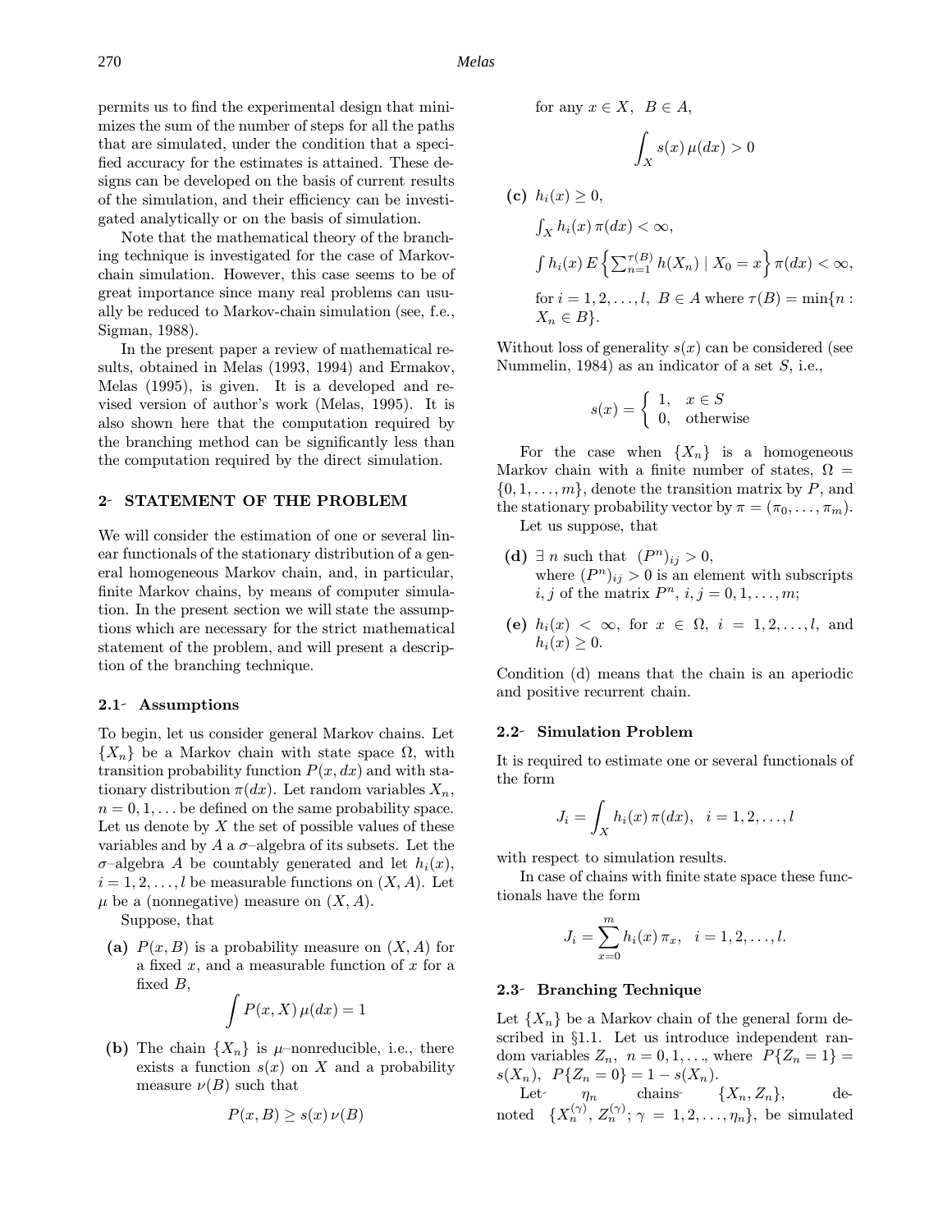permits us to find the experimental design that minimizes the sum of the number of steps for all the paths that are simulated, under the condition that a specified accuracy for the estimates is attained. These designs can be developed on the basis of current results of the simulation, and their efficiency can be investigated analytically or on the basis of simulation.

Note that the mathematical theory of the branching technique is investigated for the case of Markov-chain simulation. However, this case seems to be of great importance since many real problems can usually be reduced to Markov-chain simulation (see, f.e., Sigman, 1988).

In the present paper a review of mathematical results, obtained in Melas (1993, 1994) and Ermakov, Melas (1995), is given. It is a developed and revised version of author's work (Melas, 1995). It is also shown here that the computation required by the branching method can be significantly less than the computation required by the direct simulation.

## 2 STATEMENT OF THE PROBLEM

We will consider the estimation of one or several linear functionals of the stationary distribution of a general homogeneous Markov chain, and, in particular, finite Markov chains, by means of computer simulation. In the present section we will state the assumptions which are necessary for the strict mathematical statement of the problem, and will present a description of the branching technique.

### 2.1 Assumptions

To begin, let us consider general Markov chains. Let $\{X_n\}$ be a Markov chain with state space $\Omega$, with transition probability function $P(x, dx)$ and with stationary distribution $\pi(dx)$. Let random variables $X_n$, $n = 0, 1, \dots$ be defined on the same probability space. Let us denote by $X$ the set of possible values of these variables and by $A$ a $\sigma$–algebra of its subsets. Let the $\sigma$–algebra $A$ be countably generated and let $h_i(x)$, $i = 1, 2, \dots, l$ be measurable functions on $(X, A)$. Let $\mu$ be a (nonnegative) measure on $(X, A)$.

Suppose, that

**(a)** $P(x, B)$ is a probability measure on $(X, A)$ for a fixed $x$, and a measurable function of $x$ for a fixed $B$,

$$\int P(x, X)\, \mu(dx) = 1$$

**(b)** The chain $\{X_n\}$ is $\mu$–nonreducible, i.e., there exists a function $s(x)$ on $X$ and a probability measure $\nu(B)$ such that

$$P(x, B) \geq s(x)\, \nu(B)$$

for any $x \in X$, $B \in A$,

$$\int_X s(x)\, \mu(dx) > 0$$

**(c)** $h_i(x) \geq 0$,

$\int_X h_i(x)\, \pi(dx) < \infty$,

$\int h_i(x)\, E\left\{\sum_{n=1}^{\tau(B)} h(X_n) \mid X_0 = x\right\} \pi(dx) < \infty$,

for $i = 1, 2, \dots, l$, $B \in A$ where $\tau(B) = \min\{n : X_n \in B\}$.

Without loss of generality $s(x)$ can be considered (see Nummelin, 1984) as an indicator of a set $S$, i.e.,

$$s(x) = \begin{cases} 1, & x \in S \\ 0, & \text{otherwise} \end{cases}$$

For the case when $\{X_n\}$ is a homogeneous Markov chain with a finite number of states, $\Omega = \{0, 1, \dots, m\}$, denote the transition matrix by $P$, and the stationary probability vector by $\pi = (\pi_0, \dots, \pi_m)$.

Let us suppose, that

**(d)** $\exists\, n$ such that $(P^n)_{ij} > 0$, where $(P^n)_{ij} > 0$ is an element with subscripts $i, j$ of the matrix $P^n$, $i, j = 0, 1, \dots, m$;

**(e)** $h_i(x) < \infty$, for $x \in \Omega$, $i = 1, 2, \dots, l$, and $h_i(x) \geq 0$.

Condition (d) means that the chain is an aperiodic and positive recurrent chain.

### 2.2 Simulation Problem

It is required to estimate one or several functionals of the form

$$J_i = \int_X h_i(x)\, \pi(dx), \quad i = 1, 2, \dots, l$$

with respect to simulation results.

In case of chains with finite state space these functionals have the form

$$J_i = \sum_{x=0}^{m} h_i(x)\, \pi_x, \quad i = 1, 2, \dots, l.$$

### 2.3 Branching Technique

Let $\{X_n\}$ be a Markov chain of the general form described in §1.1. Let us introduce independent random variables $Z_n$, $n = 0, 1, \dots$, where $P\{Z_n = 1\} = s(X_n)$, $P\{Z_n = 0\} = 1 - s(X_n)$.

Let $\eta_n$ chains $\{X_n, Z_n\}$, denoted $\{X_n^{(\gamma)}, Z_n^{(\gamma)}; \gamma = 1, 2, \dots, \eta_n\}$, be simulated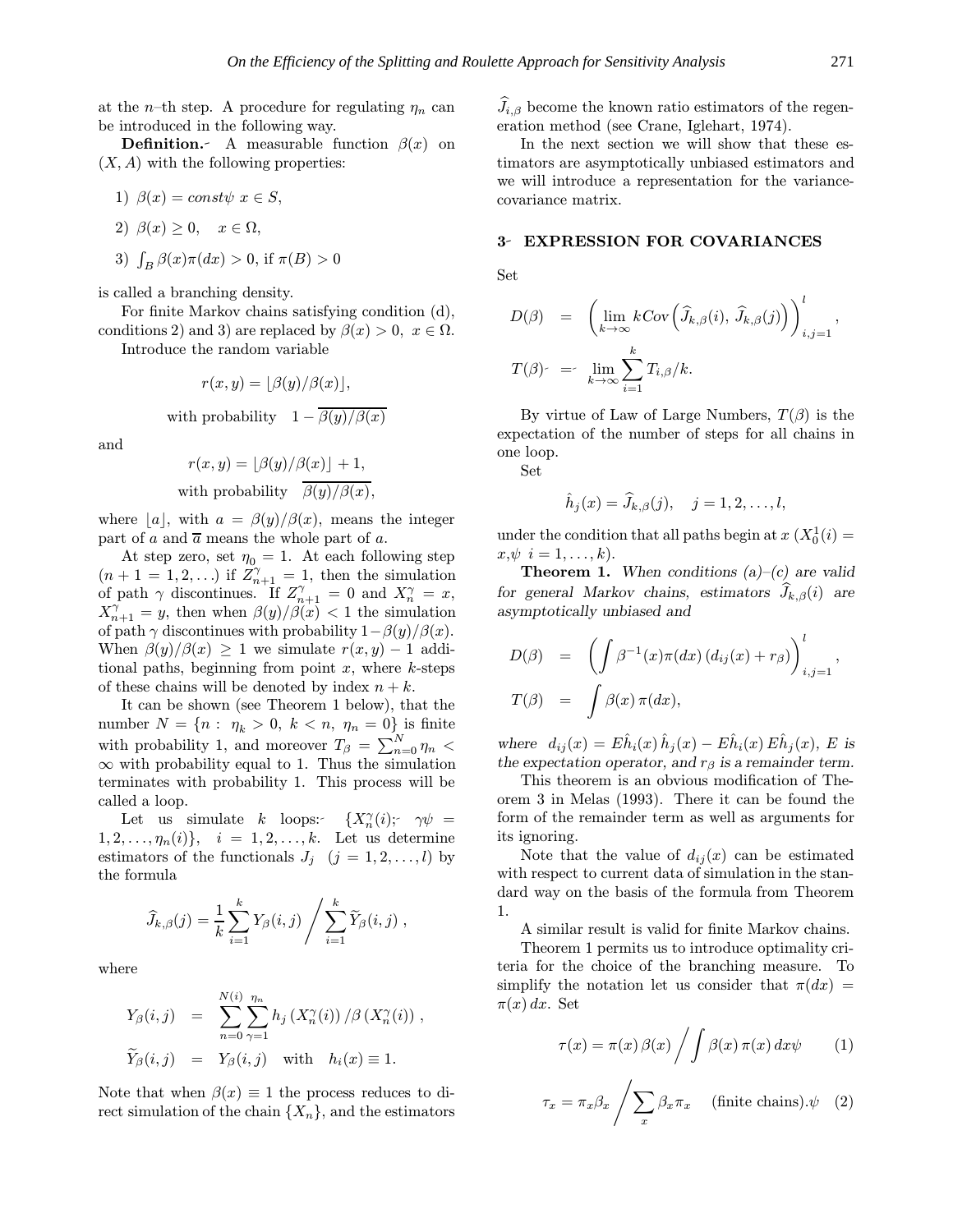at the $n$–th step. A procedure for regulating $\eta_n$ can be introduced in the following way.

**Definition.** A measurable function $\beta(x)$ on $(X, A)$ with the following properties:

1) $\beta(x) = const$, $x \in S$,

2) $\beta(x) \geq 0, \quad x \in \Omega$,

3) $\int_B \beta(x)\pi(dx) > 0$, if $\pi(B) > 0$

is called a branching density.

For finite Markov chains satisfying condition (d), conditions 2) and 3) are replaced by $\beta(x) > 0, \ x \in \Omega$.

Introduce the random variable

$$r(x,y) = \lfloor \beta(y)/\beta(x) \rfloor,$$

$$\text{with probability} \quad 1 - \overline{\beta(y)/\beta(x)}$$

and

$$r(x,y) = \lfloor \beta(y)/\beta(x) \rfloor + 1,$$

$$\text{with probability} \quad \overline{\beta(y)/\beta(x)},$$

where $\lfloor a \rfloor$, with $a = \beta(y)/\beta(x)$, means the integer part of $a$ and $\overline{a}$ means the whole part of $a$.

At step zero, set $\eta_0 = 1$. At each following step $(n+1 = 1, 2, \ldots)$ if $Z^{\gamma}_{n+1} = 1$, then the simulation of path $\gamma$ discontinues. If $Z^{\gamma}_{n+1} = 0$ and $X^{\gamma}_n = x$, $X^{\gamma}_{n+1} = y$, then when $\beta(y)/\beta(x) < 1$ the simulation of path $\gamma$ discontinues with probability $1 - \beta(y)/\beta(x)$. When $\beta(y)/\beta(x) \geq 1$ we simulate $r(x,y) - 1$ additional paths, beginning from point $x$, where $k$-steps of these chains will be denoted by index $n + k$.

It can be shown (see Theorem 1 below), that the number $N = \{n : \ \eta_k > 0, \ k < n, \ \eta_n = 0\}$ is finite with probability 1, and moreover $T_\beta = \sum_{n=0}^{N} \eta_n < \infty$ with probability equal to 1. Thus the simulation terminates with probability 1. This process will be called a loop.

Let us simulate $k$ loops: $\{X^{\gamma}_n(i); \ \gamma = 1, 2, \ldots, \eta_n(i)\}, \quad i = 1, 2, \ldots, k$. Let us determine estimators of the functionals $J_j \ \ (j = 1, 2, \ldots, l)$ by the formula

$$\widehat{J}_{k,\beta}(j) = \frac{1}{k} \sum_{i=1}^{k} Y_\beta(i,j) \bigg/ \sum_{i=1}^{k} \widetilde{Y}_\beta(i,j) \ ,$$

where

$$\begin{aligned} Y_\beta(i,j) &= \sum_{n=0}^{N(i)} \sum_{\gamma=1}^{\eta_n} h_j\left(X^{\gamma}_n(i)\right) / \beta\left(X^{\gamma}_n(i)\right) \ , \\ \widetilde{Y}_\beta(i,j) &= Y_\beta(i,j) \quad \text{with} \quad h_i(x) \equiv 1. \end{aligned}$$

Note that when $\beta(x) \equiv 1$ the process reduces to direct simulation of the chain $\{X_n\}$, and the estimators $\widehat{J}_{i,\beta}$ become the known ratio estimators of the regeneration method (see Crane, Iglehart, 1974).

In the next section we will show that these estimators are asymptotically unbiased estimators and we will introduce a representation for the variance-covariance matrix.

## 3. EXPRESSION FOR COVARIANCES

Set

$$\begin{aligned} D(\beta) &= \left( \lim_{k \to \infty} k Cov\left(\widehat{J}_{k,\beta}(i), \ \widehat{J}_{k,\beta}(j)\right)\right)^{l}_{i,j=1}, \\ T(\beta) &= \lim_{k \to \infty} \sum_{i=1}^{k} T_{i,\beta}/k. \end{aligned}$$

By virtue of Law of Large Numbers, $T(\beta)$ is the expectation of the number of steps for all chains in one loop.

Set

$$\hat{h}_j(x) = \widehat{J}_{k,\beta}(j), \quad j = 1, 2, \ldots, l,$$

under the condition that all paths begin at $x$ ($X^1_0(i) = x, \ i = 1, \ldots, k$).

**Theorem 1.** *When conditions (a)–(c) are valid for general Markov chains, estimators $\widehat{J}_{k,\beta}(i)$ are asymptotically unbiased and*

$$\begin{aligned} D(\beta) &= \left( \int \beta^{-1}(x)\pi(dx)\left(d_{ij}(x) + r_\beta\right)\right)^{l}_{i,j=1}, \\ T(\beta) &= \int \beta(x)\,\pi(dx), \end{aligned}$$

*where $d_{ij}(x) = E\hat{h}_i(x)\,\hat{h}_j(x) - E\hat{h}_i(x)\,E\hat{h}_j(x)$, $E$ is the expectation operator, and $r_\beta$ is a remainder term.*

This theorem is an obvious modification of Theorem 3 in Melas (1993). There it can be found the form of the remainder term as well as arguments for its ignoring.

Note that the value of $d_{ij}(x)$ can be estimated with respect to current data of simulation in the standard way on the basis of the formula from Theorem 1.

A similar result is valid for finite Markov chains.

Theorem 1 permits us to introduce optimality criteria for the choice of the branching measure. To simplify the notation let us consider that $\pi(dx) = \pi(x)\,dx$. Set

$$\tau(x) = \pi(x)\,\beta(x) \bigg/ \int \beta(x)\,\pi(x)\,dx \qquad (1)$$

$$\tau_x = \pi_x\beta_x \bigg/ \sum_x \beta_x\pi_x \quad \text{(finite chains).} \qquad (2)$$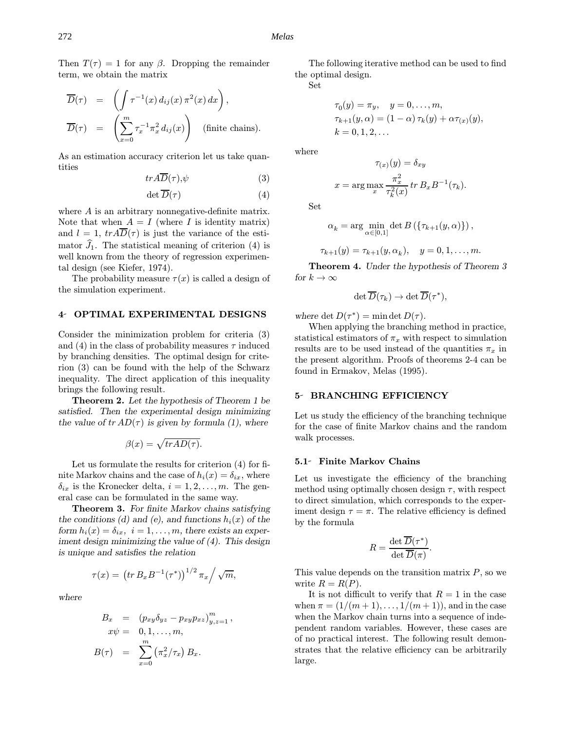Then $T(\tau) = 1$ for any $\beta$. Dropping the remainder term, we obtain the matrix

$$\overline{D}(\tau) = \left( \int \tau^{-1}(x)\, d_{ij}(x)\, \pi^2(x)\, dx \right),$$

$$\overline{D}(\tau) = \left( \sum_{x=0}^{m} \tau_x^{-1} \pi_x^2\, d_{ij}(x) \right) \quad \text{(finite chains).}$$

As an estimation accuracy criterion let us take quantities

$$tr A\overline{D}(\tau),\psi \tag{3}$$

$$\det \overline{D}(\tau) \tag{4}$$

where $A$ is an arbitrary nonnegative-definite matrix. Note that when $A = I$ (where $I$ is identity matrix) and $l = 1$, $trA\overline{D}(\tau)$ is just the variance of the estimator $\widehat{J}_1$. The statistical meaning of criterion (4) is well known from the theory of regression experimental design (see Kiefer, 1974).

The probability measure $\tau(x)$ is called a design of the simulation experiment.

## 4- OPTIMAL EXPERIMENTAL DESIGNS

Consider the minimization problem for criteria (3) and (4) in the class of probability measures $\tau$ induced by branching densities. The optimal design for criterion (3) can be found with the help of the Schwarz inequality. The direct application of this inequality brings the following result.

**Theorem 2.** *Let the hypothesis of Theorem 1 be satisfied. Then the experimental design minimizing the value of $tr\, AD(\tau)$ is given by formula (1), where*

$$\beta(x) = \sqrt{trAD(\tau)}.$$

Let us formulate the results for criterion (4) for finite Markov chains and the case of $h_i(x) = \delta_{ix}$, where $\delta_{ix}$ is the Kronecker delta, $i = 1, 2, \ldots, m$. The general case can be formulated in the same way.

**Theorem 3.** *For finite Markov chains satisfying the conditions (d) and (e), and functions $h_i(x)$ of the form $h_i(x) = \delta_{ix}$, $i = 1, \ldots, m$, there exists an experiment design minimizing the value of (4). This design is unique and satisfies the relation*

$$\tau(x) = \left(tr\, B_x B^{-1}(\tau^*)\right)^{1/2} \pi_x \Big/ \sqrt{m},$$

*where*

$$B_x = \left(p_{xy}\delta_{yz} - p_{xy}p_{xz}\right)_{y,z=1}^{m},$$

$$x\psi = 0, 1, \ldots, m,$$

$$B(\tau) = \sum_{x=0}^{m} \left(\pi_x^2/\tau_x\right) B_x.$$

The following iterative method can be used to find the optimal design.

Set

$$\tau_0(y) = \pi_y, \quad y = 0, \ldots, m,$$
$$\tau_{k+1}(y, \alpha) = (1-\alpha)\,\tau_k(y) + \alpha\tau_{(x)}(y),$$
$$k = 0, 1, 2, \ldots$$

where

$$\tau_{(x)}(y) = \delta_{xy}$$

$$x = \arg\max_x \frac{\pi_x^2}{\tau_k^2(x)}\, tr\, B_x B^{-1}(\tau_k).$$

Set

$$\alpha_k = \arg\min_{\alpha \in [0,1]} \det B\left(\{\tau_{k+1}(y, \alpha)\}\right),$$

$$\tau_{k+1}(y) = \tau_{k+1}(y, \alpha_k), \quad y = 0, 1, \ldots, m.$$

**Theorem 4.** *Under the hypothesis of Theorem 3 for $k \to \infty$*

$$\det \overline{D}(\tau_k) \to \det \overline{D}(\tau^*),$$

*where* $\det D(\tau^*) = \min \det D(\tau)$.

When applying the branching method in practice, statistical estimators of $\pi_x$ with respect to simulation results are to be used instead of the quantities $\pi_x$ in the present algorithm. Proofs of theorems 2-4 can be found in Ermakov, Melas (1995).

## 5- BRANCHING EFFICIENCY

Let us study the efficiency of the branching technique for the case of finite Markov chains and the random walk processes.

### 5.1- Finite Markov Chains

Let us investigate the efficiency of the branching method using optimally chosen design $\tau$, with respect to direct simulation, which corresponds to the experiment design $\tau = \pi$. The relative efficiency is defined by the formula

$$R = \frac{\det \overline{D}(\tau^*)}{\det \overline{D}(\pi)}.$$

This value depends on the transition matrix $P$, so we write $R = R(P)$.

It is not difficult to verify that $R = 1$ in the case when $\pi = (1/(m+1), \ldots, 1/(m+1))$, and in the case when the Markov chain turns into a sequence of independent random variables. However, these cases are of no practical interest. The following result demonstrates that the relative efficiency can be arbitrarily large.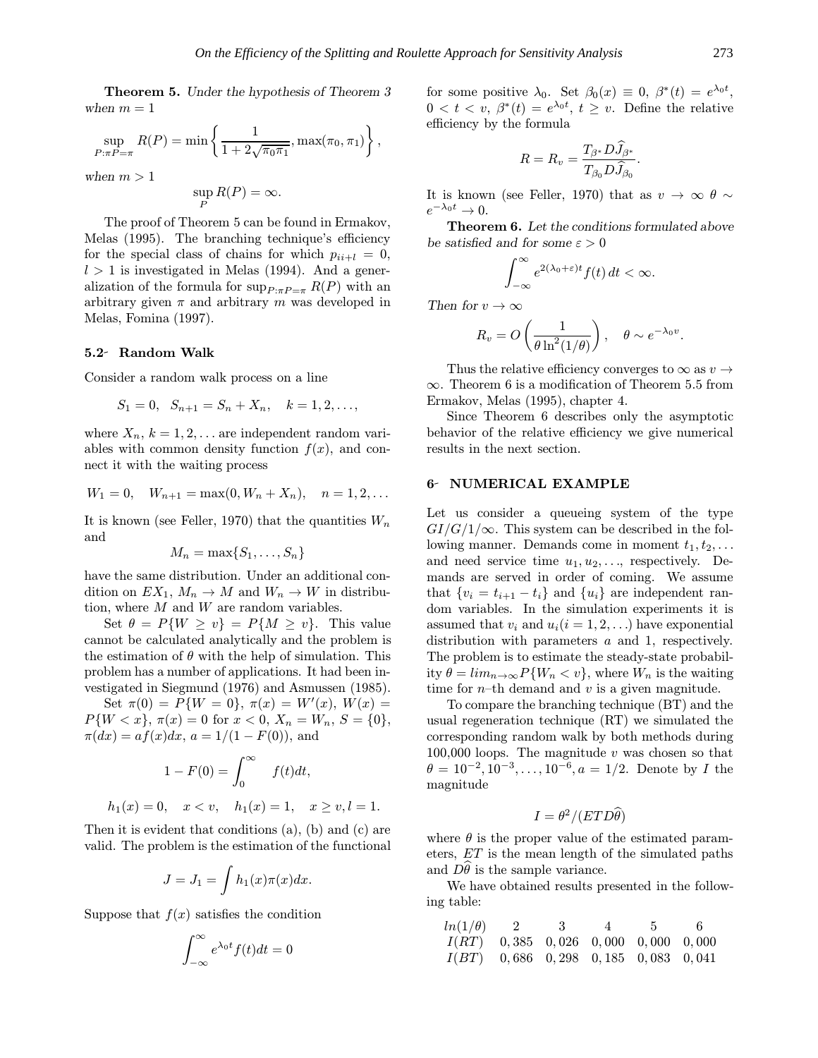**Theorem 5.** *Under the hypothesis of Theorem 3 when $m = 1$*

$$\sup_{P:\pi P=\pi} R(P) = \min\left\{\frac{1}{1+2\sqrt{\pi_0\pi_1}}, \max(\pi_0,\pi_1)\right\},$$

*when $m > 1$*

$$\sup_P R(P) = \infty.$$

The proof of Theorem 5 can be found in Ermakov, Melas (1995). The branching technique's efficiency for the special class of chains for which $p_{ii+l} = 0$, $l > 1$ is investigated in Melas (1994). And a generalization of the formula for $\sup_{P:\pi P=\pi} R(P)$ with an arbitrary given $\pi$ and arbitrary $m$ was developed in Melas, Fomina (1997).

### 5.2 Random Walk

Consider a random walk process on a line

$$S_1 = 0, \quad S_{n+1} = S_n + X_n, \quad k = 1, 2, \ldots,$$

where $X_n$, $k = 1, 2, \ldots$ are independent random variables with common density function $f(x)$, and connect it with the waiting process

$$W_1 = 0, \quad W_{n+1} = \max(0, W_n + X_n), \quad n = 1, 2, \ldots$$

It is known (see Feller, 1970) that the quantities $W_n$ and

$$M_n = \max\{S_1, \ldots, S_n\}$$

have the same distribution. Under an additional condition on $EX_1$, $M_n \to M$ and $W_n \to W$ in distribution, where $M$ and $W$ are random variables.

Set $\theta = P\{W \geq v\} = P\{M \geq v\}$. This value cannot be calculated analytically and the problem is the estimation of $\theta$ with the help of simulation. This problem has a number of applications. It had been investigated in Siegmund (1976) and Asmussen (1985).

Set $\pi(0) = P\{W = 0\}$, $\pi(x) = W'(x)$, $W(x) = P\{W < x\}$, $\pi(x) = 0$ for $x < 0$, $X_n = W_n$, $S = \{0\}$, $\pi(dx) = af(x)dx$, $a = 1/(1 - F(0))$, and

$$1 - F(0) = \int_0^\infty f(t)dt,$$

$$h_1(x) = 0, \quad x < v, \quad h_1(x) = 1, \quad x \geq v, l = 1.$$

Then it is evident that conditions (a), (b) and (c) are valid. The problem is the estimation of the functional

$$J = J_1 = \int h_1(x)\pi(x)dx.$$

Suppose that $f(x)$ satisfies the condition

$$\int_{-\infty}^\infty e^{\lambda_0 t} f(t)dt = 0$$

for some positive $\lambda_0$. Set $\beta_0(x) \equiv 0$, $\beta^*(t) = e^{\lambda_0 t}$, $0 < t < v$, $\beta^*(t) = e^{\lambda_0 t}$, $t \geq v$. Define the relative efficiency by the formula

$$R = R_v = \frac{T_{\beta^*} D\widehat{J}_{\beta^*}}{T_{\beta_0} D\widehat{J}_{\beta_0}}.$$

It is known (see Feller, 1970) that as $v \to \infty$ $\theta \sim e^{-\lambda_0 t} \to 0$.

**Theorem 6.** *Let the conditions formulated above be satisfied and for some $\varepsilon > 0$*

$$\int_{-\infty}^\infty e^{2(\lambda_0+\varepsilon)t} f(t)\,dt < \infty.$$

*Then for $v \to \infty$*

$$R_v = O\left(\frac{1}{\theta \ln^2(1/\theta)}\right), \quad \theta \sim e^{-\lambda_0 v}.$$

Thus the relative efficiency converges to $\infty$ as $v \to \infty$. Theorem 6 is a modification of Theorem 5.5 from Ermakov, Melas (1995), chapter 4.

Since Theorem 6 describes only the asymptotic behavior of the relative efficiency we give numerical results in the next section.

## 6 NUMERICAL EXAMPLE

Let us consider a queueing system of the type $GI/G/1/\infty$. This system can be described in the following manner. Demands come in moment $t_1, t_2, \ldots$ and need service time $u_1, u_2, \ldots$, respectively. Demands are served in order of coming. We assume that $\{v_i = t_{i+1} - t_i\}$ and $\{u_i\}$ are independent random variables. In the simulation experiments it is assumed that $v_i$ and $u_i (i = 1, 2, \ldots)$ have exponential distribution with parameters $a$ and 1, respectively. The problem is to estimate the steady-state probability $\theta = lim_{n\to\infty} P\{W_n < v\}$, where $W_n$ is the waiting time for $n$–th demand and $v$ is a given magnitude.

To compare the branching technique (BT) and the usual regeneration technique (RT) we simulated the corresponding random walk by both methods during 100,000 loops. The magnitude $v$ was chosen so that $\theta = 10^{-2}, 10^{-3}, \ldots, 10^{-6}, a = 1/2$. Denote by $I$ the magnitude

$$I = \theta^2/(ET D\widehat{\theta})$$

where $\theta$ is the proper value of the estimated parameters, $ET$ is the mean length of the simulated paths and $D\widehat{\theta}$ is the sample variance.

We have obtained results presented in the following table:

| $ln(1/\theta)$ | 2 | 3 | 4 | 5 | 6 |
|---|---|---|---|---|---|
| $I(RT)$ | 0,385 | 0,026 | 0,000 | 0,000 | 0,000 |
| $I(BT)$ | 0,686 | 0,298 | 0,185 | 0,083 | 0,041 |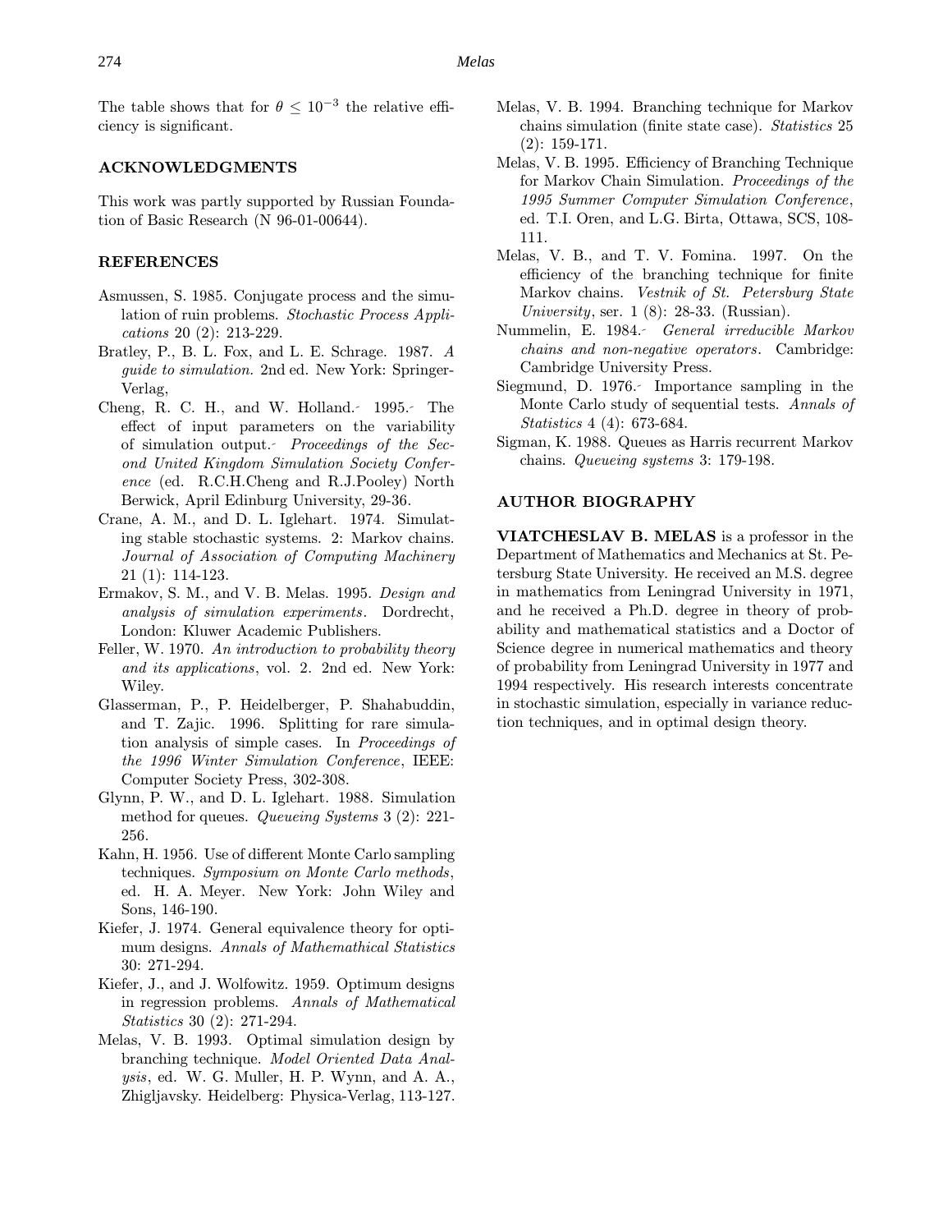The table shows that for $\theta \leq 10^{-3}$ the relative efficiency is significant.

## ACKNOWLEDGMENTS

This work was partly supported by Russian Foundation of Basic Research (N 96-01-00644).

## REFERENCES

Asmussen, S. 1985. Conjugate process and the simulation of ruin problems. *Stochastic Process Applications* 20 (2): 213-229.

Bratley, P., B. L. Fox, and L. E. Schrage. 1987. *A guide to simulation.* 2nd ed. New York: Springer-Verlag,

Cheng, R. C. H., and W. Holland. 1995. The effect of input parameters on the variability of simulation output. *Proceedings of the Second United Kingdom Simulation Society Conference* (ed. R.C.H.Cheng and R.J.Pooley) North Berwick, April Edinburg University, 29-36.

Crane, A. M., and D. L. Iglehart. 1974. Simulating stable stochastic systems. 2: Markov chains. *Journal of Association of Computing Machinery* 21 (1): 114-123.

Ermakov, S. M., and V. B. Melas. 1995. *Design and analysis of simulation experiments*. Dordrecht, London: Kluwer Academic Publishers.

Feller, W. 1970. *An introduction to probability theory and its applications*, vol. 2. 2nd ed. New York: Wiley.

Glasserman, P., P. Heidelberger, P. Shahabuddin, and T. Zajic. 1996. Splitting for rare simulation analysis of simple cases. In *Proceedings of the 1996 Winter Simulation Conference*, IEEE: Computer Society Press, 302-308.

Glynn, P. W., and D. L. Iglehart. 1988. Simulation method for queues. *Queueing Systems* 3 (2): 221-256.

Kahn, H. 1956. Use of different Monte Carlo sampling techniques. *Symposium on Monte Carlo methods*, ed. H. A. Meyer. New York: John Wiley and Sons, 146-190.

Kiefer, J. 1974. General equivalence theory for optimum designs. *Annals of Mathemathical Statistics* 30: 271-294.

Kiefer, J., and J. Wolfowitz. 1959. Optimum designs in regression problems. *Annals of Mathematical Statistics* 30 (2): 271-294.

Melas, V. B. 1993. Optimal simulation design by branching technique. *Model Oriented Data Analysis*, ed. W. G. Muller, H. P. Wynn, and A. A., Zhigljavsky. Heidelberg: Physica-Verlag, 113-127.

Melas, V. B. 1994. Branching technique for Markov chains simulation (finite state case). *Statistics* 25 (2): 159-171.

Melas, V. B. 1995. Efficiency of Branching Technique for Markov Chain Simulation. *Proceedings of the 1995 Summer Computer Simulation Conference*, ed. T.I. Oren, and L.G. Birta, Ottawa, SCS, 108-111.

Melas, V. B., and T. V. Fomina. 1997. On the efficiency of the branching technique for finite Markov chains. *Vestnik of St. Petersburg State University*, ser. 1 (8): 28-33. (Russian).

Nummelin, E. 1984. *General irreducible Markov chains and non-negative operators*. Cambridge: Cambridge University Press.

Siegmund, D. 1976. Importance sampling in the Monte Carlo study of sequential tests. *Annals of Statistics* 4 (4): 673-684.

Sigman, K. 1988. Queues as Harris recurrent Markov chains. *Queueing systems* 3: 179-198.

## AUTHOR BIOGRAPHY

**VIATCHESLAV B. MELAS** is a professor in the Department of Mathematics and Mechanics at St. Petersburg State University. He received an M.S. degree in mathematics from Leningrad University in 1971, and he received a Ph.D. degree in theory of probability and mathematical statistics and a Doctor of Science degree in numerical mathematics and theory of probability from Leningrad University in 1977 and 1994 respectively. His research interests concentrate in stochastic simulation, especially in variance reduction techniques, and in optimal design theory.